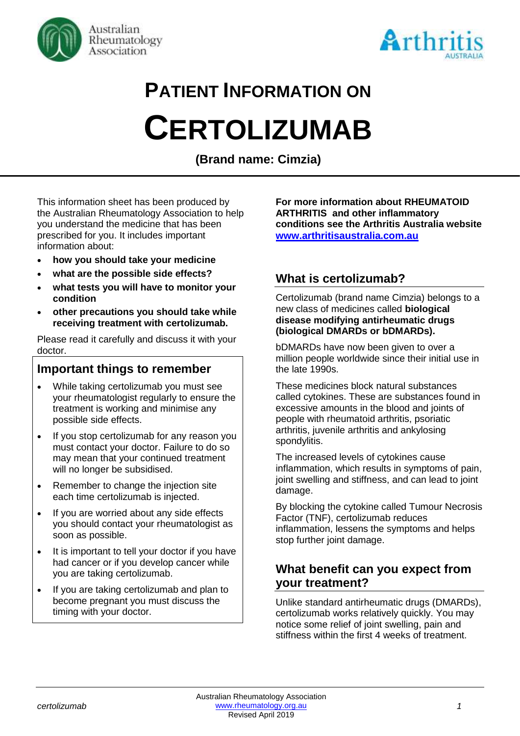# PATIENT INFORMATION ON

# CERTOLIZUMAB

**(Brand name: Cimzia)**

This information sheet has been produced by the Australian Rheumatology Association to help you understand the medicine that has been prescribed for you. It includes important information about:

- **how you should take your medicine**
- **what are the possible side effects?**
- **what tests you will have to monitor your condition**
- **other precautions you should take while receiving treatment with certolizumab.**

Please read it carefully and discuss it with your doctor.

## Important things to remember

- While taking certolizumab you must see your rheumatologist regularly to ensure the treatment is working and minimise any possible side effects.
- If you stop certolizumab for any reason you must contact your doctor. Failure to do so may mean that your continued treatment will no longer be subsidised.
- Remember to change the injection site each time certolizumab is injected.
- If you are worried about any side effects you should contact your rheumatologist as soon as possible.
- It is important to tell your doctor if you have had cancer or if you develop cancer while you are taking certolizumab.
- If you are taking certolizumab and plan to become pregnant you must discuss the timing with your doctor.

**For more information about RHEUMATOID ARTHRITIS and other inflammatory conditions see the Arthritis Australia website [www.arthritisaustralia.com.au](http://www.arthritisaustralia.com.au)**

## What is certolizumab?

Certolizumab (brand name Cimzia) belongs to a new class of medicines called **biological disease modifying antirheumatic drugs (biological DMARDs or bDMARDs).**

bDMARDs have now been given to over a million people worldwide since their initial use in the late 1990s.

These medicines block natural substances called cytokines. These are substances found in excessive amounts in the blood and joints of people with rheumatoid arthritis, psoriatic arthritis, juvenile arthritis and ankylosing spondylitis.

The increased levels of cytokines cause inflammation, which results in symptoms of pain, joint swelling and stiffness, and can lead to joint damage.

By blocking the cytokine called Tumour Necrosis Factor (TNF), certolizumab reduces inflammation, lessens the symptoms and helps stop further joint damage.

## What benefit can you expect from your treatment?

Unlike standard antirheumatic drugs (DMARDs), certolizumab works relatively quickly. You may notice some relief of joint swelling, pain and stiffness within the first 4 weeks of treatment.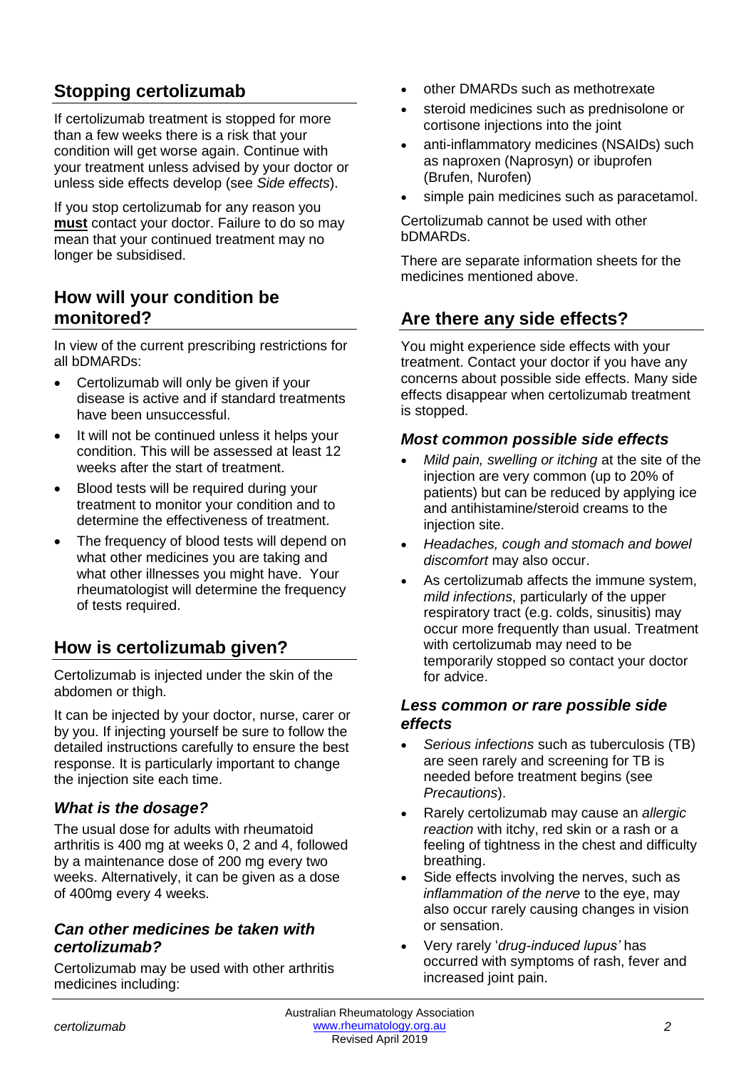## Stopping certolizumab

If certolizumab treatment is stopped for more than a few weeks there is a risk that your condition will get worse again. Continue with your treatment unless advised by your doctor or unless side effects develop (see *Side effects*).

If you stop certolizumab for any reason you **must** contact your doctor. Failure to do so may mean that your continued treatment may no longer be subsidised.

## How will your condition be monitored?

In view of the current prescribing restrictions for all bDMARDs:

- Certolizumab will only be given if your disease is active and if standard treatments have been unsuccessful.
- It will not be continued unless it helps your condition. This will be assessed at least 12 weeks after the start of treatment.
- Blood tests will be required during your treatment to monitor your condition and to determine the effectiveness of treatment.
- The frequency of blood tests will depend on what other medicines you are taking and what other illnesses you might have. Your rheumatologist will determine the frequency of tests required.

## How is certolizumab given?

Certolizumab is injected under the skin of the abdomen or thigh.

It can be injected by your doctor, nurse, carer or by you. If injecting yourself be sure to follow the detailed instructions carefully to ensure the best response. It is particularly important to change the injection site each time.

### *What is the dosage?*

The usual dose for adults with rheumatoid arthritis is 400 mg at weeks 0, 2 and 4, followed by a maintenance dose of 200 mg every two weeks. Alternatively, it can be given as a dose of 400mg every 4 weeks.

### *Can other medicines be taken with certolizumab?*

Certolizumab may be used with other arthritis medicines including:

- other DMARDs such as methotrexate
- steroid medicines such as prednisolone or cortisone injections into the joint
- anti-inflammatory medicines (NSAIDs) such as naproxen (Naprosyn) or ibuprofen (Brufen, Nurofen)
- simple pain medicines such as paracetamol.

Certolizumab cannot be used with other bDMARDs.

There are separate information sheets for the medicines mentioned above.

## Are there any side effects?

You might experience side effects with your treatment. Contact your doctor if you have any concerns about possible side effects. Many side effects disappear when certolizumab treatment is stopped.

### *Most common possible side effects*

- *Mild pain, swelling or itching* at the site of the injection are very common (up to 20% of patients) but can be reduced by applying ice and antihistamine/steroid creams to the injection site.
- *Headaches, cough and stomach and bowel discomfort* may also occur.
- As certolizumab affects the immune system, *mild infections*, particularly of the upper respiratory tract (e.g. colds, sinusitis) may occur more frequently than usual. Treatment with certolizumab may need to be temporarily stopped so contact your doctor for advice.

### *Less common or rare possible side effects*

- *Serious infections* such as tuberculosis (TB) are seen rarely and screening for TB is needed before treatment begins (see *Precautions*).
- Rarely certolizumab may cause an *allergic reaction* with itchy, red skin or a rash or a feeling of tightness in the chest and difficulty breathing.
- Side effects involving the nerves, such as *inflammation of the nerve* to the eye, may also occur rarely causing changes in vision or sensation.
- Very rarely '*drug-induced lupus'* has occurred with symptoms of rash, fever and increased joint pain.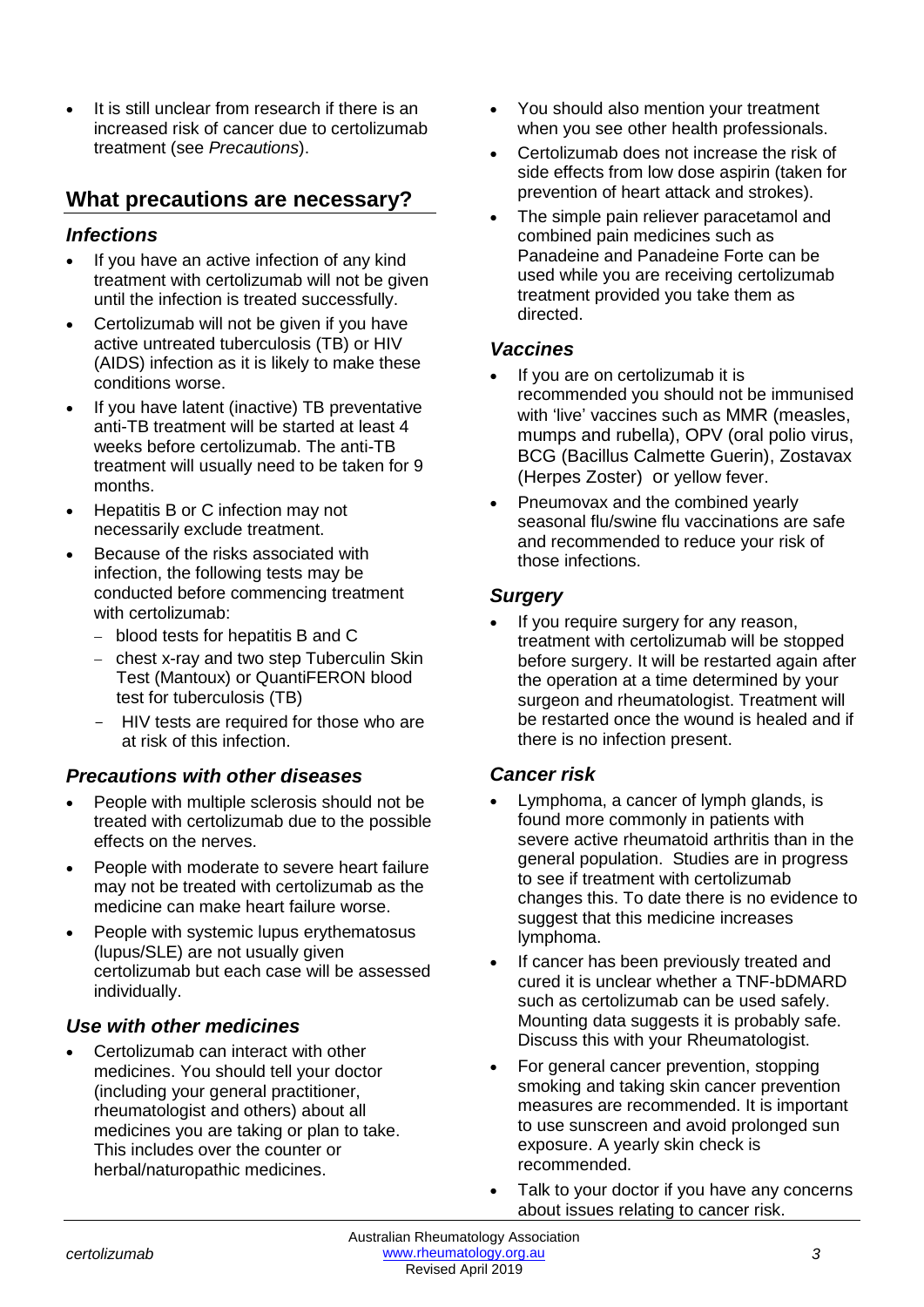- It is still unclear from research if there is an increased risk of cancer due to certolizumab treatment (see *Precautions*).

## What precautions are necessary?

### *Infections*

- If you have an active infection of any kind treatment with certolizumab will not be given until the infection is treated successfully.
- Certolizumab will not be given if you have active untreated tuberculosis (TB) or HIV (AIDS) infection as it is likely to make these conditions worse.
- If you have latent (inactive) TB preventative anti-TB treatment will be started at least 4 weeks before certolizumab. The anti-TB treatment will usually need to be taken for 9 months.
- Hepatitis B or C infection may not necessarily exclude treatment.
- Because of the risks associated with infection, the following tests may be conducted before commencing treatment with certolizumab:
  - blood tests for hepatitis B and C
  - chest x-ray and two step Tuberculin Skin Test (Mantoux) or QuantiFERON blood test for tuberculosis (TB)
  - HIV tests are required for those who are at risk of this infection.

### *Precautions with other diseases*

- People with multiple sclerosis should not be treated with certolizumab due to the possible effects on the nerves.
- People with moderate to severe heart failure may not be treated with certolizumab as the medicine can make heart failure worse.
- People with systemic lupus erythematosus (lupus/SLE) are not usually given certolizumab but each case will be assessed individually.

### *Use with other medicines*

- Certolizumab can interact with other medicines. You should tell your doctor (including your general practitioner, rheumatologist and others) about all medicines you are taking or plan to take. This includes over the counter or herbal/naturopathic medicines.
- You should also mention your treatment when you see other health professionals.
- Certolizumab does not increase the risk of side effects from low dose aspirin (taken for prevention of heart attack and strokes).
- The simple pain reliever paracetamol and combined pain medicines such as Panadeine and Panadeine Forte can be used while you are receiving certolizumab treatment provided you take them as directed.

### *Vaccines*

- If you are on certolizumab it is recommended you should not be immunised with 'live' vaccines such as MMR (measles, mumps and rubella), OPV (oral polio virus, BCG (Bacillus Calmette Guerin), Zostavax (Herpes Zoster) or yellow fever.
- Pneumovax and the combined yearly seasonal flu/swine flu vaccinations are safe and recommended to reduce your risk of those infections.

### *Surgery*

- If you require surgery for any reason, treatment with certolizumab will be stopped before surgery. It will be restarted again after the operation at a time determined by your surgeon and rheumatologist. Treatment will be restarted once the wound is healed and if there is no infection present.

### *Cancer risk*

- Lymphoma, a cancer of lymph glands, is found more commonly in patients with severe active rheumatoid arthritis than in the general population. Studies are in progress to see if treatment with certolizumab changes this. To date there is no evidence to suggest that this medicine increases lymphoma.
- If cancer has been previously treated and cured it is unclear whether a TNF-bDMARD such as certolizumab can be used safely. Mounting data suggests it is probably safe. Discuss this with your Rheumatologist.
- For general cancer prevention, stopping smoking and taking skin cancer prevention measures are recommended. It is important to use sunscreen and avoid prolonged sun exposure. A yearly skin check is recommended.
- Talk to your doctor if you have any concerns about issues relating to cancer risk.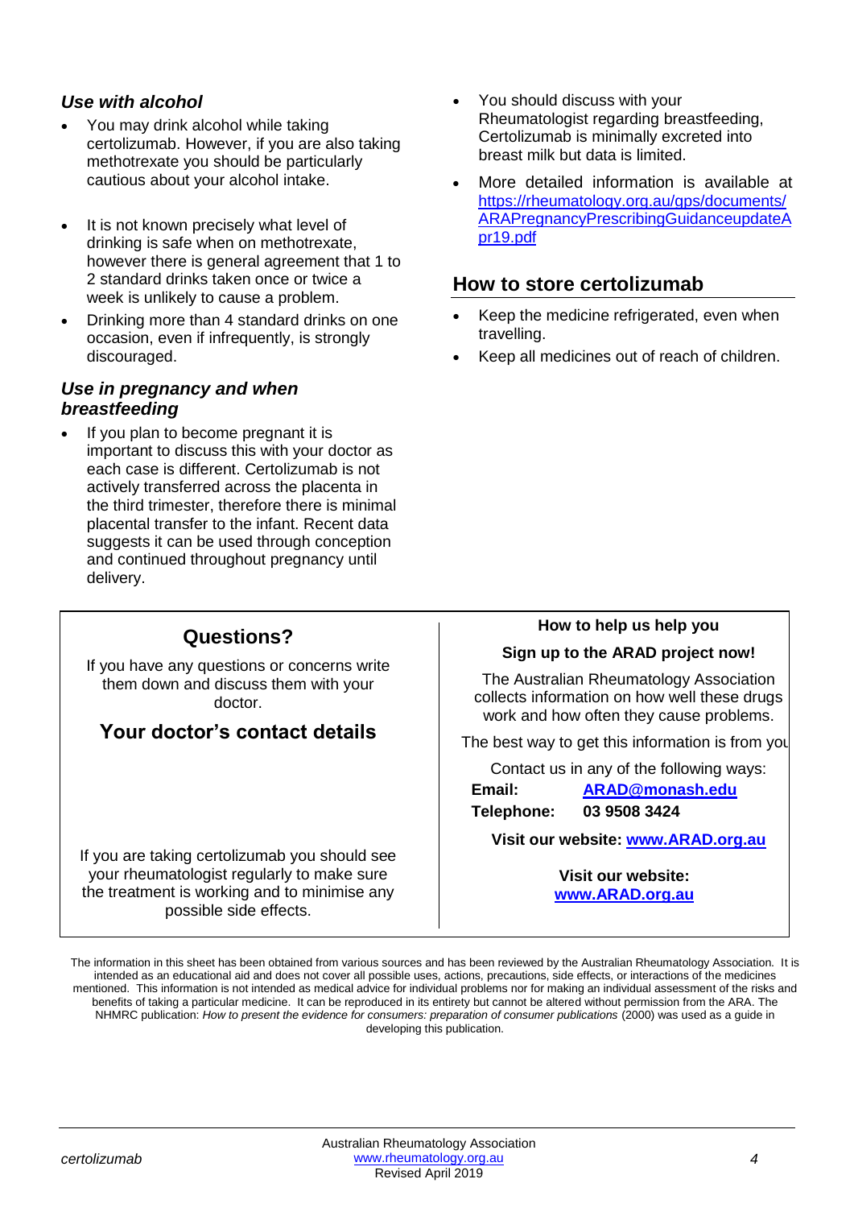### *Use with alcohol*

- You may drink alcohol while taking certolizumab. However, if you are also taking methotrexate you should be particularly cautious about your alcohol intake.
- It is not known precisely what level of drinking is safe when on methotrexate, however there is general agreement that 1 to 2 standard drinks taken once or twice a week is unlikely to cause a problem.
- Drinking more than 4 standard drinks on one occasion, even if infrequently, is strongly discouraged.

### *Use in pregnancy and when breastfeeding*

- If you plan to become pregnant it is important to discuss this with your doctor as each case is different. Certolizumab is not actively transferred across the placenta in the third trimester, therefore there is minimal placental transfer to the infant. Recent data suggests it can be used through conception and continued throughout pregnancy until delivery.
- You should discuss with your Rheumatologist regarding breastfeeding, Certolizumab is minimally excreted into breast milk but data is limited.
- More detailed information is available at https://rheumatology.org.au/gps/documents/ARAPregnancyPrescribingGuidanceupdateApr19.pdf

## How to store certolizumab

- Keep the medicine refrigerated, even when travelling.
- Keep all medicines out of reach of children.

## Questions?

If you have any questions or concerns write them down and discuss them with your doctor.

## Your doctor's contact details

If you are taking certolizumab you should see your rheumatologist regularly to make sure the treatment is working and to minimise any possible side effects.

**How to help us help you**

**Sign up to the ARAD project now!**

The Australian Rheumatology Association collects information on how well these drugs work and how often they cause problems.

The best way to get this information is from you

Contact us in any of the following ways:

**Email:** **ARAD@monash.edu**

**Telephone:** **03 9508 3424**

**Visit our website: www.ARAD.org.au**

**Visit our website: www.ARAD.org.au**

The information in this sheet has been obtained from various sources and has been reviewed by the Australian Rheumatology Association. It is intended as an educational aid and does not cover all possible uses, actions, precautions, side effects, or interactions of the medicines mentioned. This information is not intended as medical advice for individual problems nor for making an individual assessment of the risks and benefits of taking a particular medicine. It can be reproduced in its entirety but cannot be altered without permission from the ARA. The NHMRC publication: *How to present the evidence for consumers: preparation of consumer publications* (2000) was used as a guide in developing this publication.